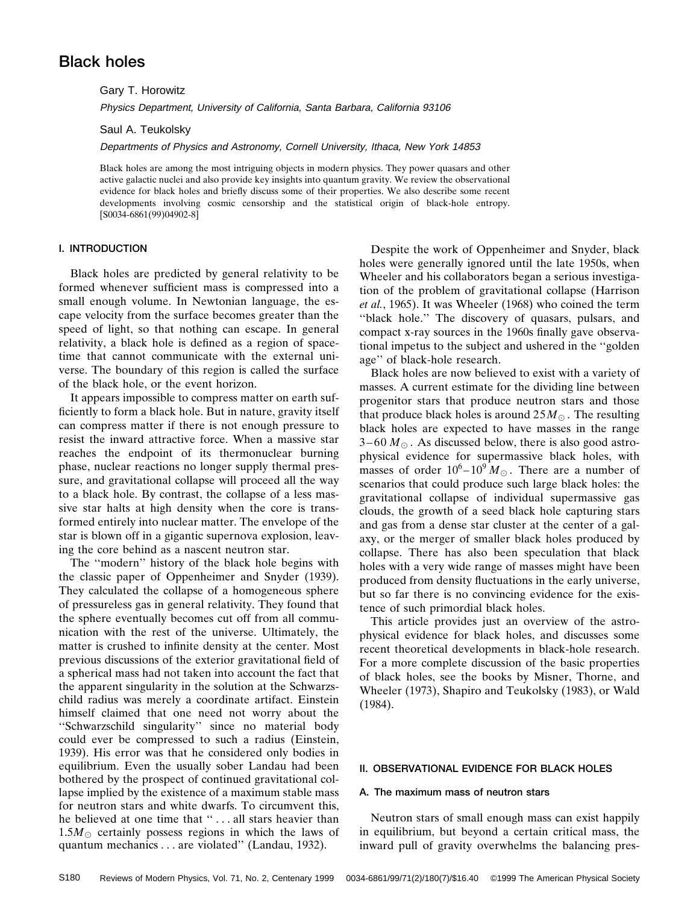# Black holes

Gary T. Horowitz

*Physics Department, University of California, Santa Barbara, California 93106*

Saul A. Teukolsky

*Departments of Physics and Astronomy, Cornell University, Ithaca, New York 14853*

Black holes are among the most intriguing objects in modern physics. They power quasars and other active galactic nuclei and also provide key insights into quantum gravity. We review the observational evidence for black holes and briefly discuss some of their properties. We also describe some recent developments involving cosmic censorship and the statistical origin of black-hole entropy. [S0034-6861(99)04902-8]

## I. INTRODUCTION

Black holes are predicted by general relativity to be formed whenever sufficient mass is compressed into a small enough volume. In Newtonian language, the escape velocity from the surface becomes greater than the speed of light, so that nothing can escape. In general relativity, a black hole is defined as a region of spacetime that cannot communicate with the external universe. The boundary of this region is called the surface of the black hole, or the event horizon.

It appears impossible to compress matter on earth sufficiently to form a black hole. But in nature, gravity itself can compress matter if there is not enough pressure to resist the inward attractive force. When a massive star reaches the endpoint of its thermonuclear burning phase, nuclear reactions no longer supply thermal pressure, and gravitational collapse will proceed all the way to a black hole. By contrast, the collapse of a less massive star halts at high density when the core is transformed entirely into nuclear matter. The envelope of the star is blown off in a gigantic supernova explosion, leaving the core behind as a nascent neutron star.

The ''modern'' history of the black hole begins with the classic paper of Oppenheimer and Snyder (1939). They calculated the collapse of a homogeneous sphere of pressureless gas in general relativity. They found that the sphere eventually becomes cut off from all communication with the rest of the universe. Ultimately, the matter is crushed to infinite density at the center. Most previous discussions of the exterior gravitational field of a spherical mass had not taken into account the fact that the apparent singularity in the solution at the Schwarzschild radius was merely a coordinate artifact. Einstein himself claimed that one need not worry about the ''Schwarzschild singularity'' since no material body could ever be compressed to such a radius (Einstein, 1939). His error was that he considered only bodies in equilibrium. Even the usually sober Landau had been bothered by the prospect of continued gravitational collapse implied by the existence of a maximum stable mass for neutron stars and white dwarfs. To circumvent this, he believed at one time that '' . . . all stars heavier than $1.5M_{\odot}$ certainly possess regions in which the laws of quantum mechanics . . . are violated'' (Landau, 1932).

Despite the work of Oppenheimer and Snyder, black holes were generally ignored until the late 1950s, when Wheeler and his collaborators began a serious investigation of the problem of gravitational collapse (Harrison *et al.*, 1965). It was Wheeler (1968) who coined the term ''black hole.'' The discovery of quasars, pulsars, and compact x-ray sources in the 1960s finally gave observational impetus to the subject and ushered in the ''golden age'' of black-hole research.

Black holes are now believed to exist with a variety of masses. A current estimate for the dividing line between progenitor stars that produce neutron stars and those that produce black holes is around $25M_{\odot}$. The resulting black holes are expected to have masses in the range $3–60\,M_{\odot}$. As discussed below, there is also good astrophysical evidence for supermassive black holes, with masses of order $10^6–10^9\,M_{\odot}$. There are a number of scenarios that could produce such large black holes: the gravitational collapse of individual supermassive gas clouds, the growth of a seed black hole capturing stars and gas from a dense star cluster at the center of a galaxy, or the merger of smaller black holes produced by collapse. There has also been speculation that black holes with a very wide range of masses might have been produced from density fluctuations in the early universe, but so far there is no convincing evidence for the existence of such primordial black holes.

This article provides just an overview of the astrophysical evidence for black holes, and discusses some recent theoretical developments in black-hole research. For a more complete discussion of the basic properties of black holes, see the books by Misner, Thorne, and Wheeler (1973), Shapiro and Teukolsky (1983), or Wald (1984).

## II. OBSERVATIONAL EVIDENCE FOR BLACK HOLES

### A. The maximum mass of neutron stars

Neutron stars of small enough mass can exist happily in equilibrium, but beyond a certain critical mass, the inward pull of gravity overwhelms the balancing pres-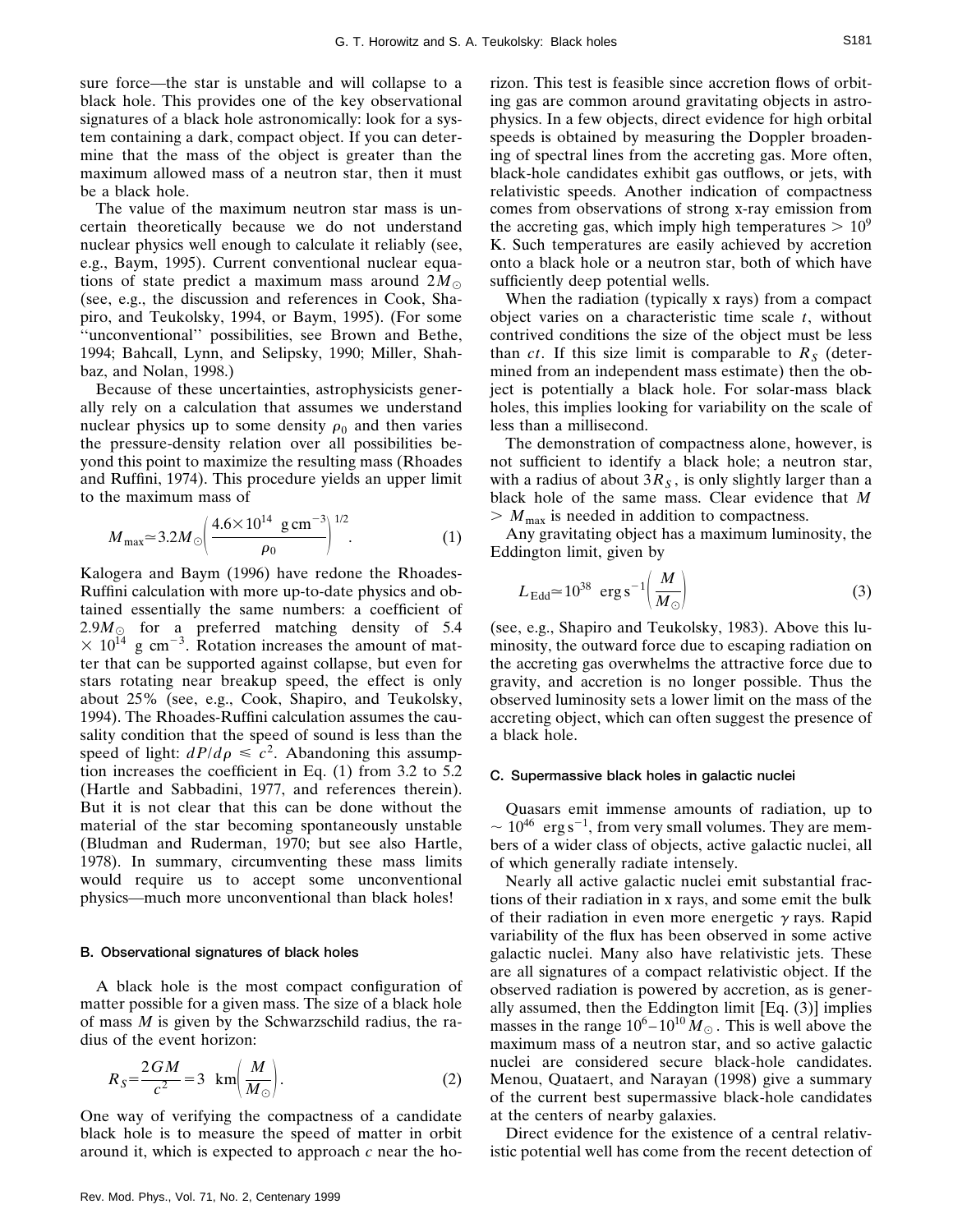sure force—the star is unstable and will collapse to a black hole. This provides one of the key observational signatures of a black hole astronomically: look for a system containing a dark, compact object. If you can determine that the mass of the object is greater than the maximum allowed mass of a neutron star, then it must be a black hole.

The value of the maximum neutron star mass is uncertain theoretically because we do not understand nuclear physics well enough to calculate it reliably (see, e.g., Baym, 1995). Current conventional nuclear equations of state predict a maximum mass around $2M_\odot$ (see, e.g., the discussion and references in Cook, Shapiro, and Teukolsky, 1994, or Baym, 1995). (For some "unconventional" possibilities, see Brown and Bethe, 1994; Bahcall, Lynn, and Selipsky, 1990; Miller, Shahbaz, and Nolan, 1998.)

Because of these uncertainties, astrophysicists generally rely on a calculation that assumes we understand nuclear physics up to some density $\rho_0$ and then varies the pressure-density relation over all possibilities beyond this point to maximize the resulting mass (Rhoades and Ruffini, 1974). This procedure yields an upper limit to the maximum mass of

$$M_{\max} \simeq 3.2 M_\odot \left( \frac{4.6 \times 10^{14}\ \mathrm{g\,cm^{-3}}}{\rho_0} \right)^{1/2}. \tag{1}$$

Kalogera and Baym (1996) have redone the Rhoades-Ruffini calculation with more up-to-date physics and obtained essentially the same numbers: a coefficient of $2.9M_\odot$ for a preferred matching density of $5.4 \times 10^{14}$ g cm$^{-3}$. Rotation increases the amount of matter that can be supported against collapse, but even for stars rotating near breakup speed, the effect is only about 25% (see, e.g., Cook, Shapiro, and Teukolsky, 1994). The Rhoades-Ruffini calculation assumes the causality condition that the speed of sound is less than the speed of light: $dP/d\rho \leqslant c^2$. Abandoning this assumption increases the coefficient in Eq. (1) from 3.2 to 5.2 (Hartle and Sabbadini, 1977, and references therein). But it is not clear that this can be done without the material of the star becoming spontaneously unstable (Bludman and Ruderman, 1970; but see also Hartle, 1978). In summary, circumventing these mass limits would require us to accept some unconventional physics—much more unconventional than black holes!

### B. Observational signatures of black holes

A black hole is the most compact configuration of matter possible for a given mass. The size of a black hole of mass $M$ is given by the Schwarzschild radius, the radius of the event horizon:

$$R_S = \frac{2GM}{c^2} = 3\ \mathrm{km} \left( \frac{M}{M_\odot} \right). \tag{2}$$

One way of verifying the compactness of a candidate black hole is to measure the speed of matter in orbit around it, which is expected to approach $c$ near the horizon. This test is feasible since accretion flows of orbiting gas are common around gravitating objects in astrophysics. In a few objects, direct evidence for high orbital speeds is obtained by measuring the Doppler broadening of spectral lines from the accreting gas. More often, black-hole candidates exhibit gas outflows, or jets, with relativistic speeds. Another indication of compactness comes from observations of strong x-ray emission from the accreting gas, which imply high temperatures $> 10^9$ K. Such temperatures are easily achieved by accretion onto a black hole or a neutron star, both of which have sufficiently deep potential wells.

When the radiation (typically x rays) from a compact object varies on a characteristic time scale $t$, without contrived conditions the size of the object must be less than $ct$. If this size limit is comparable to $R_S$ (determined from an independent mass estimate) then the object is potentially a black hole. For solar-mass black holes, this implies looking for variability on the scale of less than a millisecond.

The demonstration of compactness alone, however, is not sufficient to identify a black hole; a neutron star, with a radius of about $3R_S$, is only slightly larger than a black hole of the same mass. Clear evidence that $M > M_{\max}$ is needed in addition to compactness.

Any gravitating object has a maximum luminosity, the Eddington limit, given by

$$L_{\mathrm{Edd}} \simeq 10^{38}\ \mathrm{erg\,s^{-1}} \left( \frac{M}{M_\odot} \right) \tag{3}$$

(see, e.g., Shapiro and Teukolsky, 1983). Above this luminosity, the outward force due to escaping radiation on the accreting gas overwhelms the attractive force due to gravity, and accretion is no longer possible. Thus the observed luminosity sets a lower limit on the mass of the accreting object, which can often suggest the presence of a black hole.

### C. Supermassive black holes in galactic nuclei

Quasars emit immense amounts of radiation, up to $\sim 10^{46}$ erg s$^{-1}$, from very small volumes. They are members of a wider class of objects, active galactic nuclei, all of which generally radiate intensely.

Nearly all active galactic nuclei emit substantial fractions of their radiation in x rays, and some emit the bulk of their radiation in even more energetic $\gamma$ rays. Rapid variability of the flux has been observed in some active galactic nuclei. Many also have relativistic jets. These are all signatures of a compact relativistic object. If the observed radiation is powered by accretion, as is generally assumed, then the Eddington limit [Eq. (3)] implies masses in the range $10^6$–$10^{10} M_\odot$. This is well above the maximum mass of a neutron star, and so active galactic nuclei are considered secure black-hole candidates. Menou, Quataert, and Narayan (1998) give a summary of the current best supermassive black-hole candidates at the centers of nearby galaxies.

Direct evidence for the existence of a central relativistic potential well has come from the recent detection of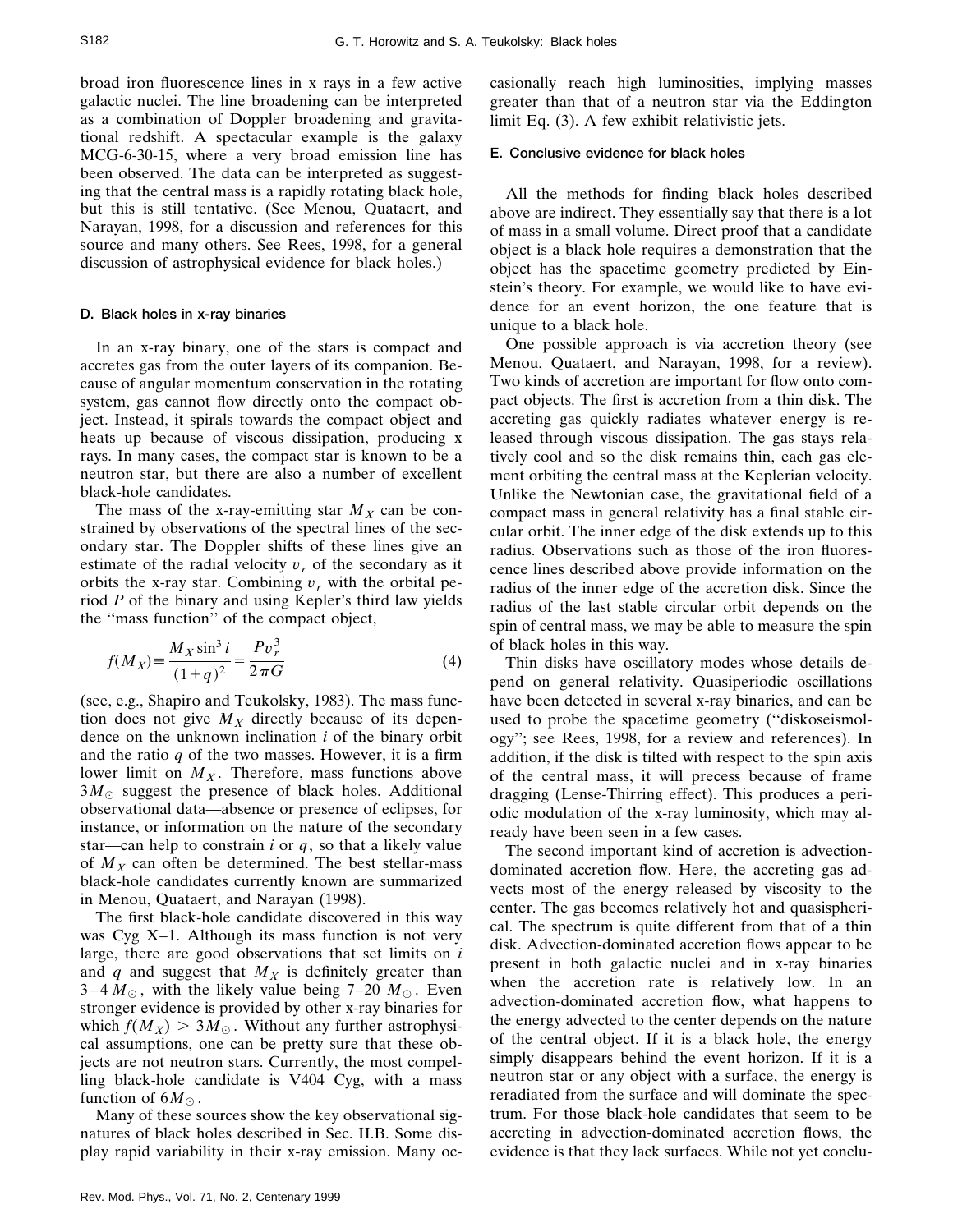broad iron fluorescence lines in x rays in a few active galactic nuclei. The line broadening can be interpreted as a combination of Doppler broadening and gravitational redshift. A spectacular example is the galaxy MCG-6-30-15, where a very broad emission line has been observed. The data can be interpreted as suggesting that the central mass is a rapidly rotating black hole, but this is still tentative. (See Menou, Quataert, and Narayan, 1998, for a discussion and references for this source and many others. See Rees, 1998, for a general discussion of astrophysical evidence for black holes.)

### D. Black holes in x-ray binaries

In an x-ray binary, one of the stars is compact and accretes gas from the outer layers of its companion. Because of angular momentum conservation in the rotating system, gas cannot flow directly onto the compact object. Instead, it spirals towards the compact object and heats up because of viscous dissipation, producing x rays. In many cases, the compact star is known to be a neutron star, but there are also a number of excellent black-hole candidates.

The mass of the x-ray-emitting star $M_X$ can be constrained by observations of the spectral lines of the secondary star. The Doppler shifts of these lines give an estimate of the radial velocity $v_r$ of the secondary as it orbits the x-ray star. Combining $v_r$ with the orbital period $P$ of the binary and using Kepler's third law yields the "mass function" of the compact object,

$$f(M_X) \equiv \frac{M_X \sin^3 i}{(1+q)^2} = \frac{P v_r^3}{2\pi G} \tag{4}$$

(see, e.g., Shapiro and Teukolsky, 1983). The mass function does not give $M_X$ directly because of its dependence on the unknown inclination $i$ of the binary orbit and the ratio $q$ of the two masses. However, it is a firm lower limit on $M_X$. Therefore, mass functions above $3M_\odot$ suggest the presence of black holes. Additional observational data—absence or presence of eclipses, for instance, or information on the nature of the secondary star—can help to constrain $i$ or $q$, so that a likely value of $M_X$ can often be determined. The best stellar-mass black-hole candidates currently known are summarized in Menou, Quataert, and Narayan (1998).

The first black-hole candidate discovered in this way was Cyg X–1. Although its mass function is not very large, there are good observations that set limits on $i$ and $q$ and suggest that $M_X$ is definitely greater than $3–4\,M_\odot$, with the likely value being $7–20\,M_\odot$. Even stronger evidence is provided by other x-ray binaries for which $f(M_X) > 3M_\odot$. Without any further astrophysical assumptions, one can be pretty sure that these objects are not neutron stars. Currently, the most compelling black-hole candidate is V404 Cyg, with a mass function of $6M_\odot$.

Many of these sources show the key observational signatures of black holes described in Sec. II.B. Some display rapid variability in their x-ray emission. Many occasionally reach high luminosities, implying masses greater than that of a neutron star via the Eddington limit Eq. (3). A few exhibit relativistic jets.

### E. Conclusive evidence for black holes

All the methods for finding black holes described above are indirect. They essentially say that there is a lot of mass in a small volume. Direct proof that a candidate object is a black hole requires a demonstration that the object has the spacetime geometry predicted by Einstein's theory. For example, we would like to have evidence for an event horizon, the one feature that is unique to a black hole.

One possible approach is via accretion theory (see Menou, Quataert, and Narayan, 1998, for a review). Two kinds of accretion are important for flow onto compact objects. The first is accretion from a thin disk. The accreting gas quickly radiates whatever energy is released through viscous dissipation. The gas stays relatively cool and so the disk remains thin, each gas element orbiting the central mass at the Keplerian velocity. Unlike the Newtonian case, the gravitational field of a compact mass in general relativity has a final stable circular orbit. The inner edge of the disk extends up to this radius. Observations such as those of the iron fluorescence lines described above provide information on the radius of the inner edge of the accretion disk. Since the radius of the last stable circular orbit depends on the spin of central mass, we may be able to measure the spin of black holes in this way.

Thin disks have oscillatory modes whose details depend on general relativity. Quasiperiodic oscillations have been detected in several x-ray binaries, and can be used to probe the spacetime geometry ("diskoseismology"; see Rees, 1998, for a review and references). In addition, if the disk is tilted with respect to the spin axis of the central mass, it will precess because of frame dragging (Lense-Thirring effect). This produces a periodic modulation of the x-ray luminosity, which may already have been seen in a few cases.

The second important kind of accretion is advection-dominated accretion flow. Here, the accreting gas advects most of the energy released by viscosity to the center. The gas becomes relatively hot and quasispherical. The spectrum is quite different from that of a thin disk. Advection-dominated accretion flows appear to be present in both galactic nuclei and in x-ray binaries when the accretion rate is relatively low. In an advection-dominated accretion flow, what happens to the energy advected to the center depends on the nature of the central object. If it is a black hole, the energy simply disappears behind the event horizon. If it is a neutron star or any object with a surface, the energy is reradiated from the surface and will dominate the spectrum. For those black-hole candidates that seem to be accreting in advection-dominated accretion flows, the evidence is that they lack surfaces. While not yet conclu-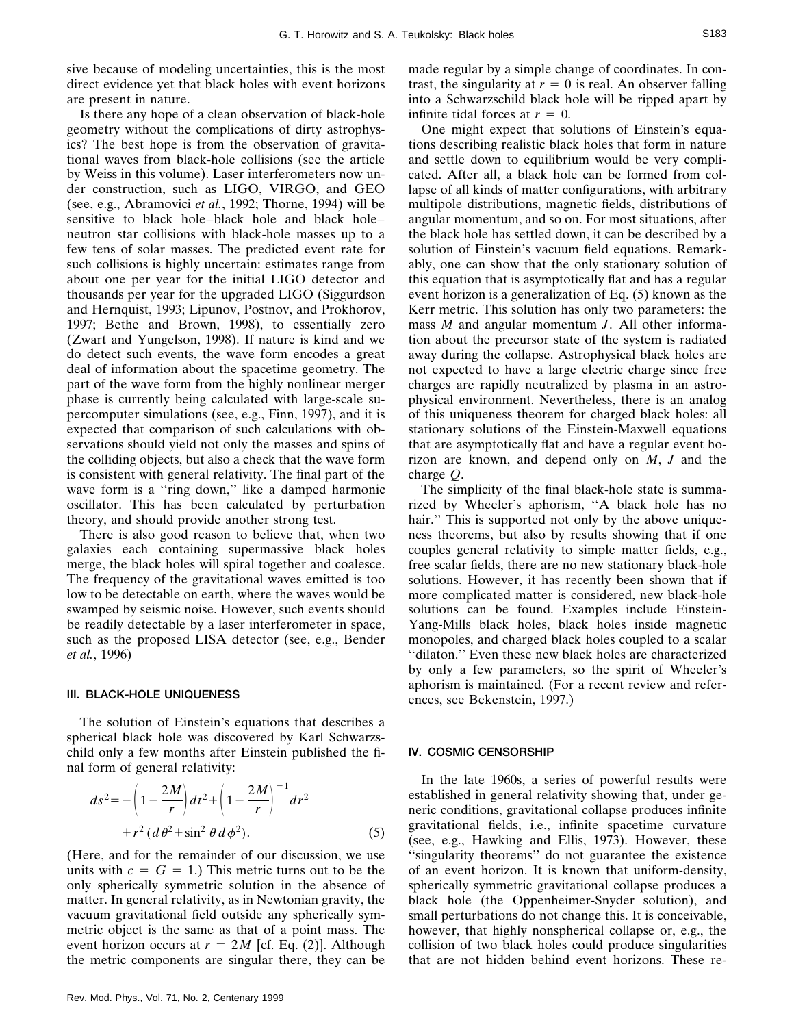sive because of modeling uncertainties, this is the most direct evidence yet that black holes with event horizons are present in nature.

Is there any hope of a clean observation of black-hole geometry without the complications of dirty astrophysics? The best hope is from the observation of gravitational waves from black-hole collisions (see the article by Weiss in this volume). Laser interferometers now under construction, such as LIGO, VIRGO, and GEO (see, e.g., Abramovici *et al.*, 1992; Thorne, 1994) will be sensitive to black hole–black hole and black hole–neutron star collisions with black-hole masses up to a few tens of solar masses. The predicted event rate for such collisions is highly uncertain: estimates range from about one per year for the initial LIGO detector and thousands per year for the upgraded LIGO (Siggurdson and Hernquist, 1993; Lipunov, Postnov, and Prokhorov, 1997; Bethe and Brown, 1998), to essentially zero (Zwart and Yungelson, 1998). If nature is kind and we do detect such events, the wave form encodes a great deal of information about the spacetime geometry. The part of the wave form from the highly nonlinear merger phase is currently being calculated with large-scale supercomputer simulations (see, e.g., Finn, 1997), and it is expected that comparison of such calculations with observations should yield not only the masses and spins of the colliding objects, but also a check that the wave form is consistent with general relativity. The final part of the wave form is a ''ring down,'' like a damped harmonic oscillator. This has been calculated by perturbation theory, and should provide another strong test.

There is also good reason to believe that, when two galaxies each containing supermassive black holes merge, the black holes will spiral together and coalesce. The frequency of the gravitational waves emitted is too low to be detectable on earth, where the waves would be swamped by seismic noise. However, such events should be readily detectable by a laser interferometer in space, such as the proposed LISA detector (see, e.g., Bender *et al.*, 1996)

## III. BLACK-HOLE UNIQUENESS

The solution of Einstein's equations that describes a spherical black hole was discovered by Karl Schwarzschild only a few months after Einstein published the final form of general relativity:

$$ds^2 = -\left(1-\frac{2M}{r}\right)dt^2 + \left(1-\frac{2M}{r}\right)^{-1}dr^2 + r^2(d\theta^2 + \sin^2\theta\, d\phi^2). \tag{5}$$

(Here, and for the remainder of our discussion, we use units with $c = G = 1$.) This metric turns out to be the only spherically symmetric solution in the absence of matter. In general relativity, as in Newtonian gravity, the vacuum gravitational field outside any spherically symmetric object is the same as that of a point mass. The event horizon occurs at $r = 2M$ [cf. Eq. (2)]. Although the metric components are singular there, they can be made regular by a simple change of coordinates. In contrast, the singularity at $r = 0$ is real. An observer falling into a Schwarzschild black hole will be ripped apart by infinite tidal forces at $r = 0$.

One might expect that solutions of Einstein's equations describing realistic black holes that form in nature and settle down to equilibrium would be very complicated. After all, a black hole can be formed from collapse of all kinds of matter configurations, with arbitrary multipole distributions, magnetic fields, distributions of angular momentum, and so on. For most situations, after the black hole has settled down, it can be described by a solution of Einstein's vacuum field equations. Remarkably, one can show that the only stationary solution of this equation that is asymptotically flat and has a regular event horizon is a generalization of Eq. (5) known as the Kerr metric. This solution has only two parameters: the mass $M$ and angular momentum $J$. All other information about the precursor state of the system is radiated away during the collapse. Astrophysical black holes are not expected to have a large electric charge since free charges are rapidly neutralized by plasma in an astrophysical environment. Nevertheless, there is an analog of this uniqueness theorem for charged black holes: all stationary solutions of the Einstein-Maxwell equations that are asymptotically flat and have a regular event horizon are known, and depend only on $M$, $J$ and the charge $Q$.

The simplicity of the final black-hole state is summarized by Wheeler's aphorism, ''A black hole has no hair.'' This is supported not only by the above uniqueness theorems, but also by results showing that if one couples general relativity to simple matter fields, e.g., free scalar fields, there are no new stationary black-hole solutions. However, it has recently been shown that if more complicated matter is considered, new black-hole solutions can be found. Examples include Einstein-Yang-Mills black holes, black holes inside magnetic monopoles, and charged black holes coupled to a scalar ''dilaton.'' Even these new black holes are characterized by only a few parameters, so the spirit of Wheeler's aphorism is maintained. (For a recent review and references, see Bekenstein, 1997.)

## IV. COSMIC CENSORSHIP

In the late 1960s, a series of powerful results were established in general relativity showing that, under generic conditions, gravitational collapse produces infinite gravitational fields, i.e., infinite spacetime curvature (see, e.g., Hawking and Ellis, 1973). However, these ''singularity theorems'' do not guarantee the existence of an event horizon. It is known that uniform-density, spherically symmetric gravitational collapse produces a black hole (the Oppenheimer-Snyder solution), and small perturbations do not change this. It is conceivable, however, that highly nonspherical collapse or, e.g., the collision of two black holes could produce singularities that are not hidden behind event horizons. These re-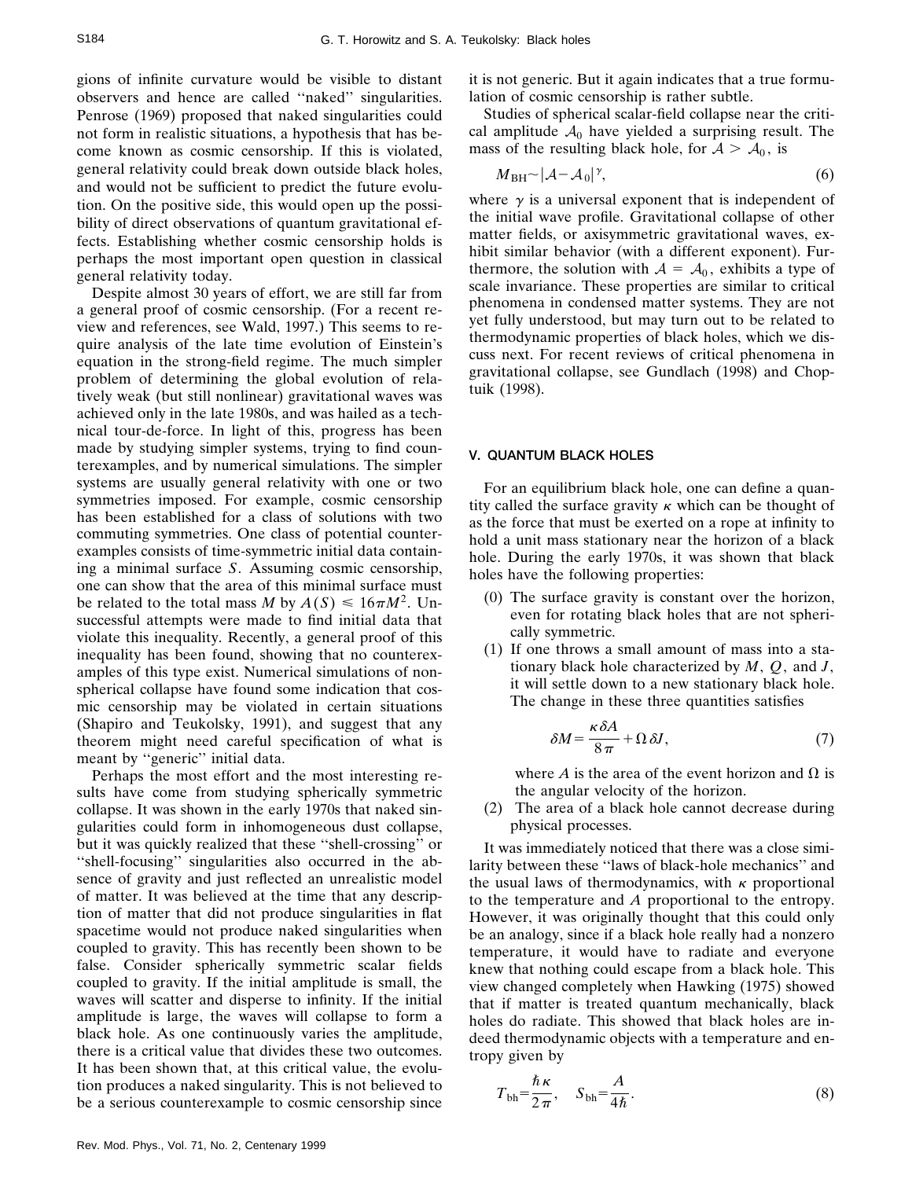gions of infinite curvature would be visible to distant observers and hence are called ''naked'' singularities. Penrose (1969) proposed that naked singularities could not form in realistic situations, a hypothesis that has become known as cosmic censorship. If this is violated, general relativity could break down outside black holes, and would not be sufficient to predict the future evolution. On the positive side, this would open up the possibility of direct observations of quantum gravitational effects. Establishing whether cosmic censorship holds is perhaps the most important open question in classical general relativity today.

Despite almost 30 years of effort, we are still far from a general proof of cosmic censorship. (For a recent review and references, see Wald, 1997.) This seems to require analysis of the late time evolution of Einstein's equation in the strong-field regime. The much simpler problem of determining the global evolution of relatively weak (but still nonlinear) gravitational waves was achieved only in the late 1980s, and was hailed as a technical tour-de-force. In light of this, progress has been made by studying simpler systems, trying to find counterexamples, and by numerical simulations. The simpler systems are usually general relativity with one or two symmetries imposed. For example, cosmic censorship has been established for a class of solutions with two commuting symmetries. One class of potential counterexamples consists of time-symmetric initial data containing a minimal surface $S$. Assuming cosmic censorship, one can show that the area of this minimal surface must be related to the total mass $M$ by $A(S) \leqslant 16\pi M^2$. Unsuccessful attempts were made to find initial data that violate this inequality. Recently, a general proof of this inequality has been found, showing that no counterexamples of this type exist. Numerical simulations of nonspherical collapse have found some indication that cosmic censorship may be violated in certain situations (Shapiro and Teukolsky, 1991), and suggest that any theorem might need careful specification of what is meant by ''generic'' initial data.

Perhaps the most effort and the most interesting results have come from studying spherically symmetric collapse. It was shown in the early 1970s that naked singularities could form in inhomogeneous dust collapse, but it was quickly realized that these ''shell-crossing'' or ''shell-focusing'' singularities also occurred in the absence of gravity and just reflected an unrealistic model of matter. It was believed at the time that any description of matter that did not produce singularities in flat spacetime would not produce naked singularities when coupled to gravity. This has recently been shown to be false. Consider spherically symmetric scalar fields coupled to gravity. If the initial amplitude is small, the waves will scatter and disperse to infinity. If the initial amplitude is large, the waves will collapse to form a black hole. As one continuously varies the amplitude, there is a critical value that divides these two outcomes. It has been shown that, at this critical value, the evolution produces a naked singularity. This is not believed to be a serious counterexample to cosmic censorship since it is not generic. But it again indicates that a true formulation of cosmic censorship is rather subtle.

Studies of spherical scalar-field collapse near the critical amplitude $\mathcal{A}_0$ have yielded a surprising result. The mass of the resulting black hole, for $\mathcal{A} > \mathcal{A}_0$, is

$$M_{\rm BH} \sim |\mathcal{A} - \mathcal{A}_0|^{\gamma}, \tag{6}$$

where $\gamma$ is a universal exponent that is independent of the initial wave profile. Gravitational collapse of other matter fields, or axisymmetric gravitational waves, exhibit similar behavior (with a different exponent). Furthermore, the solution with $\mathcal{A} = \mathcal{A}_0$, exhibits a type of scale invariance. These properties are similar to critical phenomena in condensed matter systems. They are not yet fully understood, but may turn out to be related to thermodynamic properties of black holes, which we discuss next. For recent reviews of critical phenomena in gravitational collapse, see Gundlach (1998) and Choptuik (1998).

## V. QUANTUM BLACK HOLES

For an equilibrium black hole, one can define a quantity called the surface gravity $\kappa$ which can be thought of as the force that must be exerted on a rope at infinity to hold a unit mass stationary near the horizon of a black hole. During the early 1970s, it was shown that black holes have the following properties:

(0) The surface gravity is constant over the horizon, even for rotating black holes that are not spherically symmetric.

(1) If one throws a small amount of mass into a stationary black hole characterized by $M$, $Q$, and $J$, it will settle down to a new stationary black hole. The change in these three quantities satisfies

$$\delta M = \frac{\kappa \delta A}{8\pi} + \Omega\, \delta J, \tag{7}$$

where $A$ is the area of the event horizon and $\Omega$ is the angular velocity of the horizon.

(2) The area of a black hole cannot decrease during physical processes.

It was immediately noticed that there was a close similarity between these ''laws of black-hole mechanics'' and the usual laws of thermodynamics, with $\kappa$ proportional to the temperature and $A$ proportional to the entropy. However, it was originally thought that this could only be an analogy, since if a black hole really had a nonzero temperature, it would have to radiate and everyone knew that nothing could escape from a black hole. This view changed completely when Hawking (1975) showed that if matter is treated quantum mechanically, black holes do radiate. This showed that black holes are indeed thermodynamic objects with a temperature and entropy given by

$$T_{\rm bh} = \frac{\hbar \kappa}{2\pi}, \quad S_{\rm bh} = \frac{A}{4\hbar}. \tag{8}$$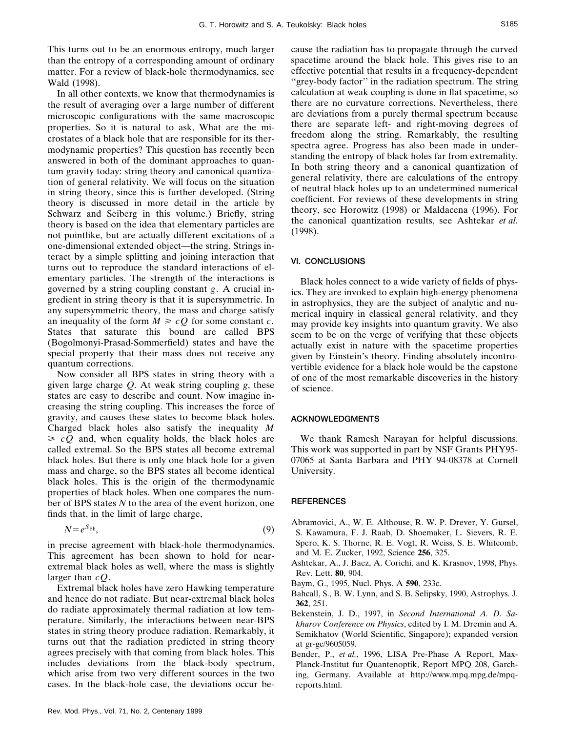This turns out to be an enormous entropy, much larger than the entropy of a corresponding amount of ordinary matter. For a review of black-hole thermodynamics, see Wald (1998).

In all other contexts, we know that thermodynamics is the result of averaging over a large number of different microscopic configurations with the same macroscopic properties. So it is natural to ask, What are the microstates of a black hole that are responsible for its thermodynamic properties? This question has recently been answered in both of the dominant approaches to quantum gravity today: string theory and canonical quantization of general relativity. We will focus on the situation in string theory, since this is further developed. (String theory is discussed in more detail in the article by Schwarz and Seiberg in this volume.) Briefly, string theory is based on the idea that elementary particles are not pointlike, but are actually different excitations of a one-dimensional extended object—the string. Strings interact by a simple splitting and joining interaction that turns out to reproduce the standard interactions of elementary particles. The strength of the interactions is governed by a string coupling constant $g$. A crucial ingredient in string theory is that it is supersymmetric. In any supersymmetric theory, the mass and charge satisfy an inequality of the form $M \geqslant cQ$ for some constant $c$. States that saturate this bound are called BPS (Bogolmonyi-Prasad-Sommerfield) states and have the special property that their mass does not receive any quantum corrections.

Now consider all BPS states in string theory with a given large charge $Q$. At weak string coupling $g$, these states are easy to describe and count. Now imagine increasing the string coupling. This increases the force of gravity, and causes these states to become black holes. Charged black holes also satisfy the inequality $M \geqslant cQ$ and, when equality holds, the black holes are called extremal. So the BPS states all become extremal black holes. But there is only one black hole for a given mass and charge, so the BPS states all become identical black holes. This is the origin of the thermodynamic properties of black holes. When one compares the number of BPS states $N$ to the area of the event horizon, one finds that, in the limit of large charge,

$$N = e^{S_{\rm bh}}, \tag{9}$$

in precise agreement with black-hole thermodynamics. This agreement has been shown to hold for near-extremal black holes as well, where the mass is slightly larger than $cQ$.

Extremal black holes have zero Hawking temperature and hence do not radiate. But near-extremal black holes do radiate approximately thermal radiation at low temperature. Similarly, the interactions between near-BPS states in string theory produce radiation. Remarkably, it turns out that the radiation predicted in string theory agrees precisely with that coming from black holes. This includes deviations from the black-body spectrum, which arise from two very different sources in the two cases. In the black-hole case, the deviations occur because the radiation has to propagate through the curved spacetime around the black hole. This gives rise to an effective potential that results in a frequency-dependent "grey-body factor" in the radiation spectrum. The string calculation at weak coupling is done in flat spacetime, so there are no curvature corrections. Nevertheless, there are deviations from a purely thermal spectrum because there are separate left- and right-moving degrees of freedom along the string. Remarkably, the resulting spectra agree. Progress has also been made in understanding the entropy of black holes far from extremality. In both string theory and a canonical quantization of general relativity, there are calculations of the entropy of neutral black holes up to an undetermined numerical coefficient. For reviews of these developments in string theory, see Horowitz (1998) or Maldacena (1996). For the canonical quantization results, see Ashtekar *et al.* (1998).

## VI. CONCLUSIONS

Black holes connect to a wide variety of fields of physics. They are invoked to explain high-energy phenomena in astrophysics, they are the subject of analytic and numerical inquiry in classical general relativity, and they may provide key insights into quantum gravity. We also seem to be on the verge of verifying that these objects actually exist in nature with the spacetime properties given by Einstein's theory. Finding absolutely incontrovertible evidence for a black hole would be the capstone of one of the most remarkable discoveries in the history of science.

## ACKNOWLEDGMENTS

We thank Ramesh Narayan for helpful discussions. This work was supported in part by NSF Grants PHY95-07065 at Santa Barbara and PHY 94-08378 at Cornell University.

## REFERENCES

Abramovici, A., W. E. Althouse, R. W. P. Drever, Y. Gursel, S. Kawamura, F. J. Raab, D. Shoemaker, L. Sievers, R. E. Spero, K. S. Thorne, R. E. Vogt, R. Weiss, S. E. Whitcomb, and M. E. Zucker, 1992, Science **256**, 325.

Ashtekar, A., J. Baez, A. Corichi, and K. Krasnov, 1998, Phys. Rev. Lett. **80**, 904.

Baym, G., 1995, Nucl. Phys. A **590**, 233c.

Bahcall, S., B. W. Lynn, and S. B. Selipsky, 1990, Astrophys. J. **362**, 251.

Bekenstein, J. D., 1997, in *Second International A. D. Sakharov Conference on Physics*, edited by I. M. Dremin and A. Semikhatov (World Scientific, Singapore); expanded version at gr-gc/9605059.

Bender, P., *et al.*, 1996, LISA Pre-Phase A Report, Max-Planck-Institut fur Quantenoptik, Report MPQ 208, Garching, Germany. Available at http://www.mpq.mpg.de/mpq-reports.html.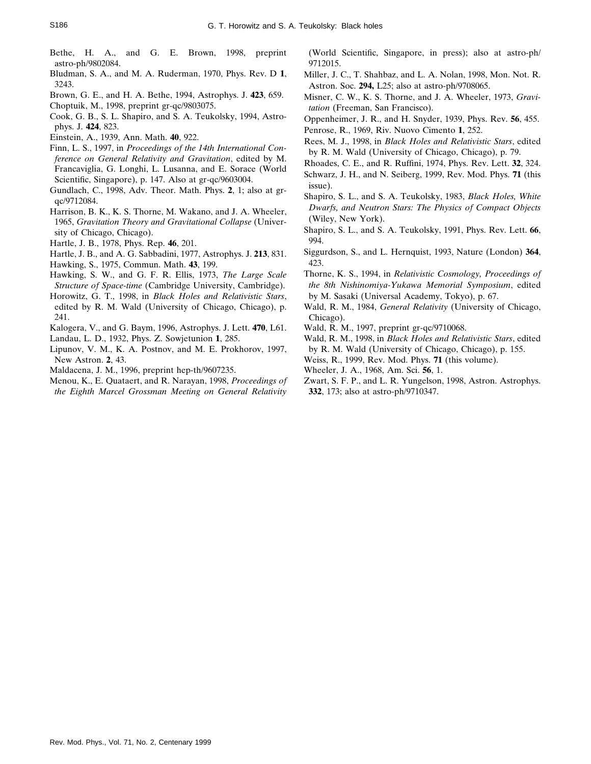Bethe, H. A., and G. E. Brown, 1998, preprint astro-ph/9802084.

Bludman, S. A., and M. A. Ruderman, 1970, Phys. Rev. D **1**, 3243.

Brown, G. E., and H. A. Bethe, 1994, Astrophys. J. **423**, 659.

Choptuik, M., 1998, preprint gr-qc/9803075.

Cook, G. B., S. L. Shapiro, and S. A. Teukolsky, 1994, Astrophys. J. **424**, 823.

Einstein, A., 1939, Ann. Math. **40**, 922.

Finn, L. S., 1997, in *Proceedings of the 14th International Conference on General Relativity and Gravitation*, edited by M. Francaviglia, G. Longhi, L. Lusanna, and E. Sorace (World Scientific, Singapore), p. 147. Also at gr-qc/9603004.

Gundlach, C., 1998, Adv. Theor. Math. Phys. **2**, 1; also at gr-qc/9712084.

Harrison, B. K., K. S. Thorne, M. Wakano, and J. A. Wheeler, 1965, *Gravitation Theory and Gravitational Collapse* (University of Chicago, Chicago).

Hartle, J. B., 1978, Phys. Rep. **46**, 201.

Hartle, J. B., and A. G. Sabbadini, 1977, Astrophys. J. **213**, 831.

Hawking, S., 1975, Commun. Math. **43**, 199.

Hawking, S. W., and G. F. R. Ellis, 1973, *The Large Scale Structure of Space-time* (Cambridge University, Cambridge).

Horowitz, G. T., 1998, in *Black Holes and Relativistic Stars*, edited by R. M. Wald (University of Chicago, Chicago), p. 241.

Kalogera, V., and G. Baym, 1996, Astrophys. J. Lett. **470**, L61.

Landau, L. D., 1932, Phys. Z. Sowjetunion **1**, 285.

Lipunov, V. M., K. A. Postnov, and M. E. Prokhorov, 1997, New Astron. **2**, 43.

Maldacena, J. M., 1996, preprint hep-th/9607235.

Menou, K., E. Quataert, and R. Narayan, 1998, *Proceedings of the Eighth Marcel Grossman Meeting on General Relativity* (World Scientific, Singapore, in press); also at astro-ph/9712015.

Miller, J. C., T. Shahbaz, and L. A. Nolan, 1998, Mon. Not. R. Astron. Soc. **294,** L25; also at astro-ph/9708065.

Misner, C. W., K. S. Thorne, and J. A. Wheeler, 1973, *Gravitation* (Freeman, San Francisco).

Oppenheimer, J. R., and H. Snyder, 1939, Phys. Rev. **56**, 455.

Penrose, R., 1969, Riv. Nuovo Cimento **1**, 252.

Rees, M. J., 1998, in *Black Holes and Relativistic Stars*, edited by R. M. Wald (University of Chicago, Chicago), p. 79.

Rhoades, C. E., and R. Ruffini, 1974, Phys. Rev. Lett. **32**, 324.

Schwarz, J. H., and N. Seiberg, 1999, Rev. Mod. Phys. **71** (this issue).

Shapiro, S. L., and S. A. Teukolsky, 1983, *Black Holes, White Dwarfs, and Neutron Stars: The Physics of Compact Objects* (Wiley, New York).

Shapiro, S. L., and S. A. Teukolsky, 1991, Phys. Rev. Lett. **66**, 994.

Siggurdson, S., and L. Hernquist, 1993, Nature (London) **364**, 423.

Thorne, K. S., 1994, in *Relativistic Cosmology, Proceedings of the 8th Nishinomiya-Yukawa Memorial Symposium*, edited by M. Sasaki (Universal Academy, Tokyo), p. 67.

Wald, R. M., 1984, *General Relativity* (University of Chicago, Chicago).

Wald, R. M., 1997, preprint gr-qc/9710068.

Wald, R. M., 1998, in *Black Holes and Relativistic Stars*, edited by R. M. Wald (University of Chicago, Chicago), p. 155.

Weiss, R., 1999, Rev. Mod. Phys. **71** (this volume).

Wheeler, J. A., 1968, Am. Sci. **56**, 1.

Zwart, S. F. P., and L. R. Yungelson, 1998, Astron. Astrophys. **332**, 173; also at astro-ph/9710347.